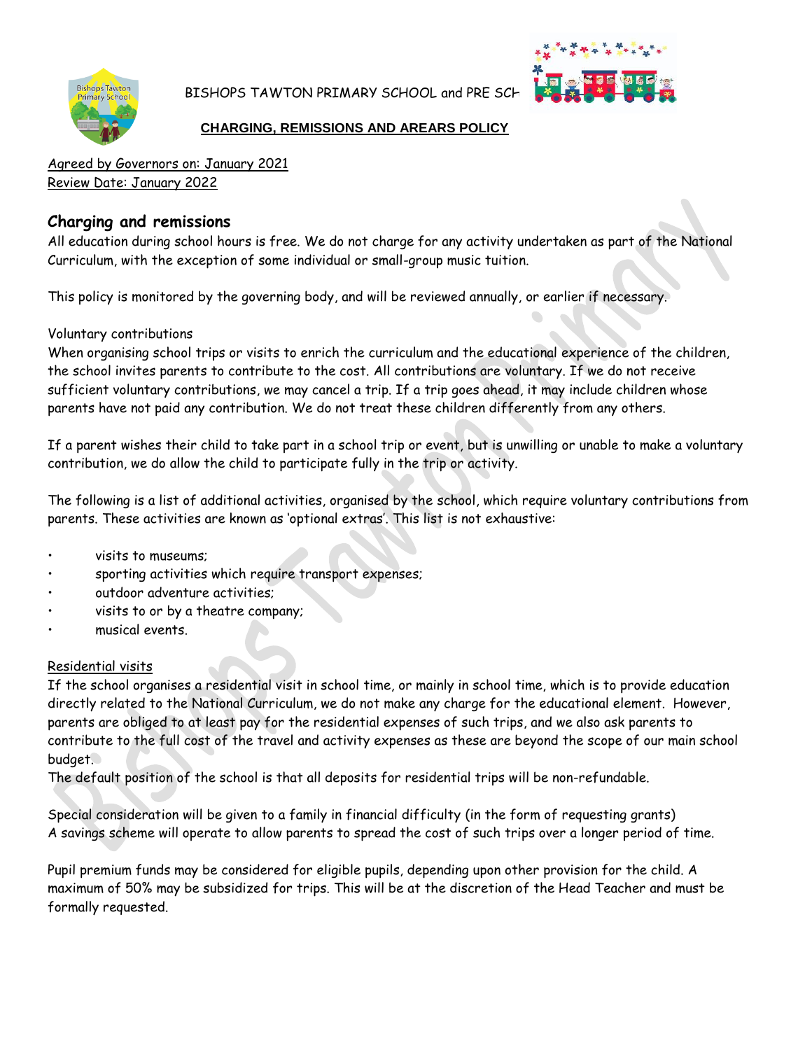BISHOPS TAWTON PRIMARY SCHOOL and PRE SCH

**CHARGING, REMISSIONS AND AREARS POLICY**

Agreed by Governors on: January 2021
Review Date: January 2022

## Charging and remissions

All education during school hours is free. We do not charge for any activity undertaken as part of the National Curriculum, with the exception of some individual or small-group music tuition.

This policy is monitored by the governing body, and will be reviewed annually, or earlier if necessary.

Voluntary contributions
When organising school trips or visits to enrich the curriculum and the educational experience of the children, the school invites parents to contribute to the cost. All contributions are voluntary. If we do not receive sufficient voluntary contributions, we may cancel a trip. If a trip goes ahead, it may include children whose parents have not paid any contribution. We do not treat these children differently from any others.

If a parent wishes their child to take part in a school trip or event, but is unwilling or unable to make a voluntary contribution, we do allow the child to participate fully in the trip or activity.

The following is a list of additional activities, organised by the school, which require voluntary contributions from parents. These activities are known as 'optional extras'. This list is not exhaustive:

- visits to museums;
- sporting activities which require transport expenses;
- outdoor adventure activities;
- visits to or by a theatre company;
- musical events.

Residential visits
If the school organises a residential visit in school time, or mainly in school time, which is to provide education directly related to the National Curriculum, we do not make any charge for the educational element. However, parents are obliged to at least pay for the residential expenses of such trips, and we also ask parents to contribute to the full cost of the travel and activity expenses as these are beyond the scope of our main school budget.
The default position of the school is that all deposits for residential trips will be non-refundable.

Special consideration will be given to a family in financial difficulty (in the form of requesting grants)
A savings scheme will operate to allow parents to spread the cost of such trips over a longer period of time.

Pupil premium funds may be considered for eligible pupils, depending upon other provision for the child. A maximum of 50% may be subsidized for trips. This will be at the discretion of the Head Teacher and must be formally requested.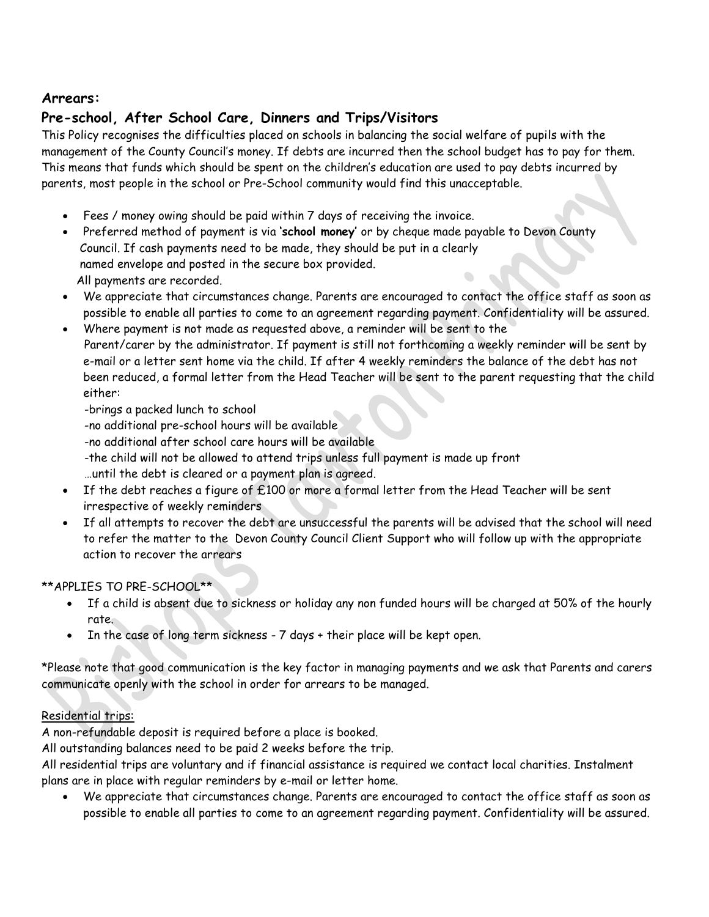**Arrears:**

## Pre-school, After School Care, Dinners and Trips/Visitors

This Policy recognises the difficulties placed on schools in balancing the social welfare of pupils with the management of the County Council's money. If debts are incurred then the school budget has to pay for them. This means that funds which should be spent on the children's education are used to pay debts incurred by parents, most people in the school or Pre-School community would find this unacceptable.

- Fees / money owing should be paid within 7 days of receiving the invoice.
- Preferred method of payment is via '**school money**' or by cheque made payable to Devon County Council. If cash payments need to be made, they should be put in a clearly named envelope and posted in the secure box provided.
  All payments are recorded.
- We appreciate that circumstances change. Parents are encouraged to contact the office staff as soon as possible to enable all parties to come to an agreement regarding payment. Confidentiality will be assured.
- Where payment is not made as requested above, a reminder will be sent to the Parent/carer by the administrator. If payment is still not forthcoming a weekly reminder will be sent by e-mail or a letter sent home via the child. If after 4 weekly reminders the balance of the debt has not been reduced, a formal letter from the Head Teacher will be sent to the parent requesting that the child either:

  -brings a packed lunch to school

  -no additional pre-school hours will be available

  -no additional after school care hours will be available

  -the child will not be allowed to attend trips unless full payment is made up front

  …until the debt is cleared or a payment plan is agreed.
- If the debt reaches a figure of £100 or more a formal letter from the Head Teacher will be sent irrespective of weekly reminders
- If all attempts to recover the debt are unsuccessful the parents will be advised that the school will need to refer the matter to the Devon County Council Client Support who will follow up with the appropriate action to recover the arrears

**APPLIES TO PRE-SCHOOL**

- If a child is absent due to sickness or holiday any non funded hours will be charged at 50% of the hourly rate.
- In the case of long term sickness - 7 days + their place will be kept open.

*Please note that good communication is the key factor in managing payments and we ask that Parents and carers communicate openly with the school in order for arrears to be managed.

<u>Residential trips:</u>

A non-refundable deposit is required before a place is booked.

All outstanding balances need to be paid 2 weeks before the trip.

All residential trips are voluntary and if financial assistance is required we contact local charities. Instalment plans are in place with regular reminders by e-mail or letter home.

- We appreciate that circumstances change. Parents are encouraged to contact the office staff as soon as possible to enable all parties to come to an agreement regarding payment. Confidentiality will be assured.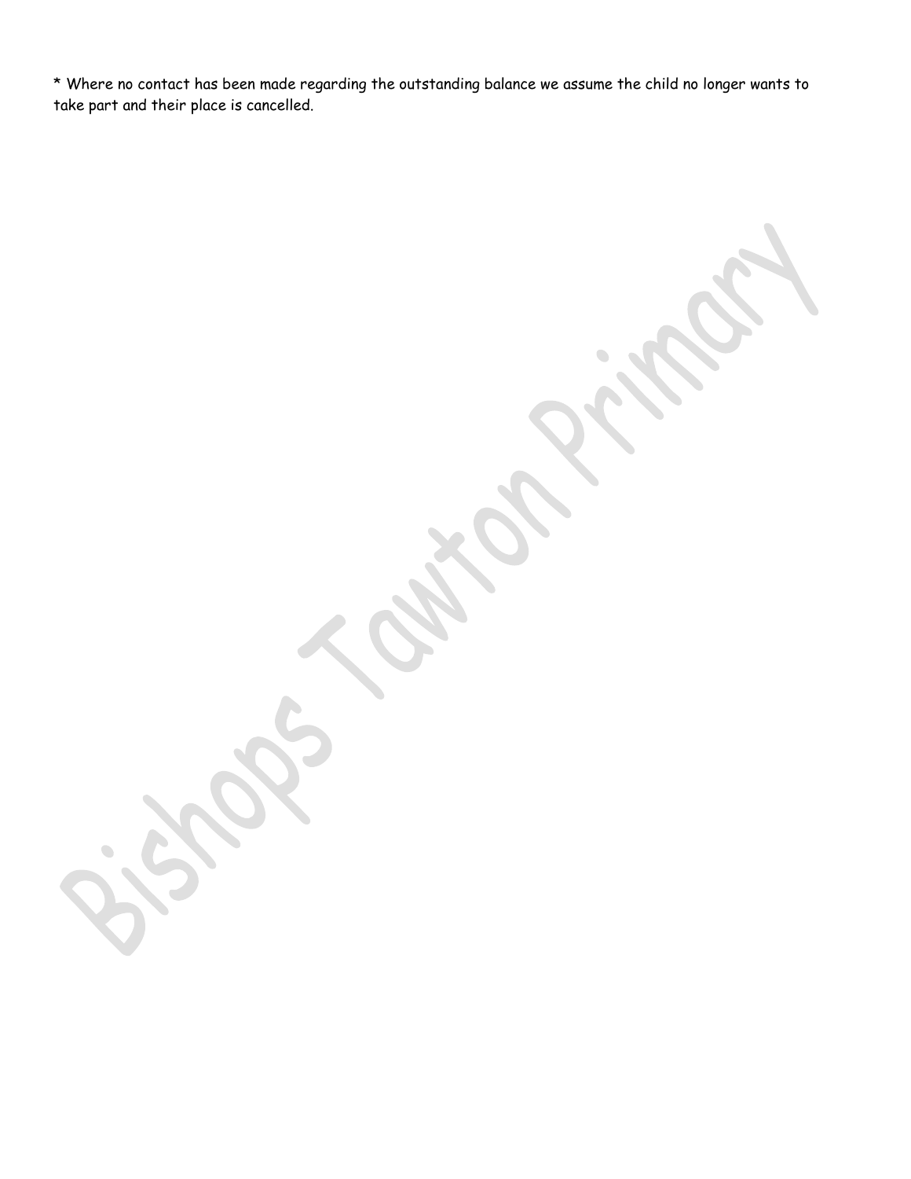* Where no contact has been made regarding the outstanding balance we assume the child no longer wants to take part and their place is cancelled.